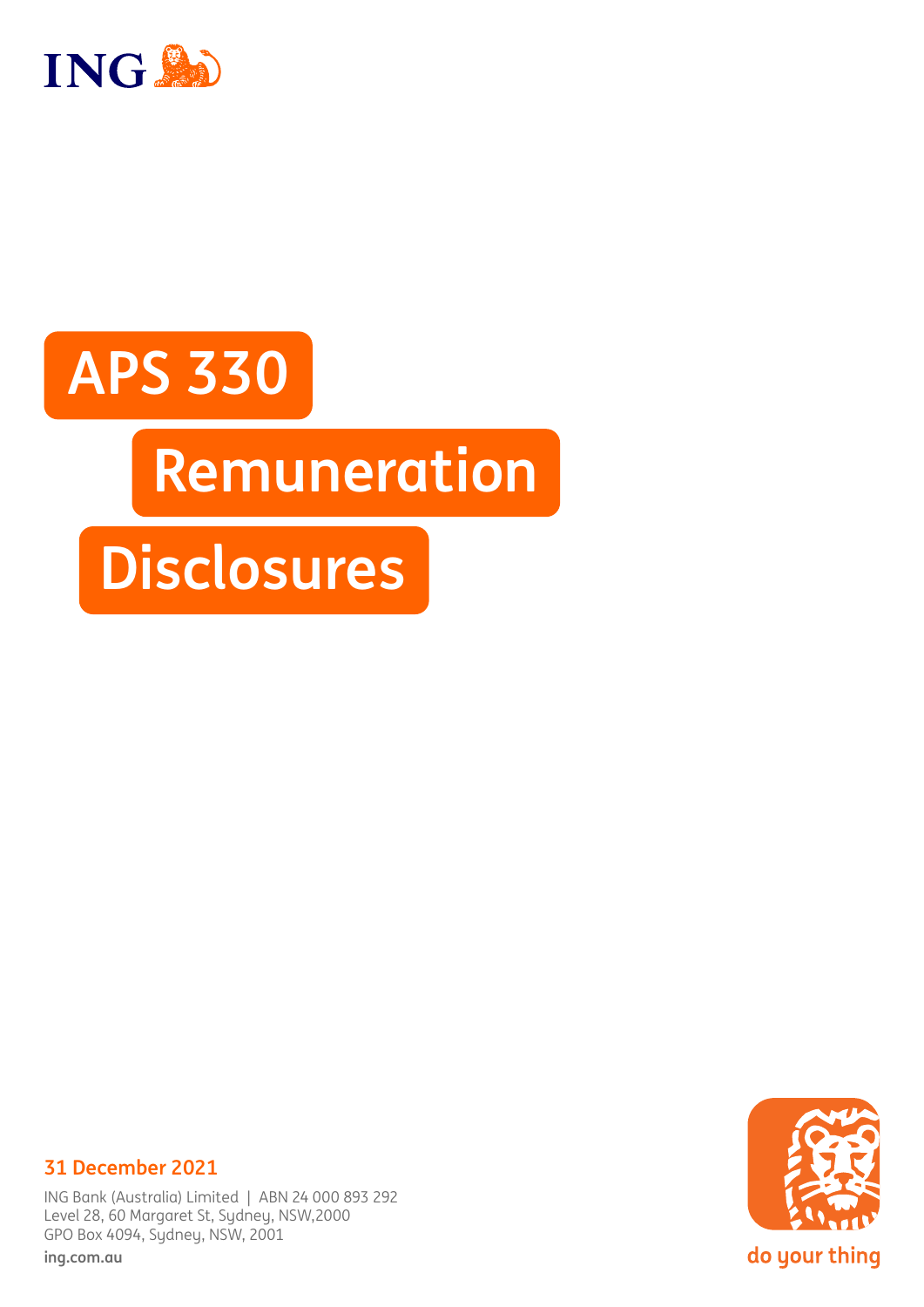ING

# APS 330 Remuneration Disclosures

**31 December 2021**

ING Bank (Australia) Limited | ABN 24 000 893 292
Level 28, 60 Margaret St, Sydney, NSW,2000
GPO Box 4094, Sydney, NSW, 2001
**ing.com.au**

do your thing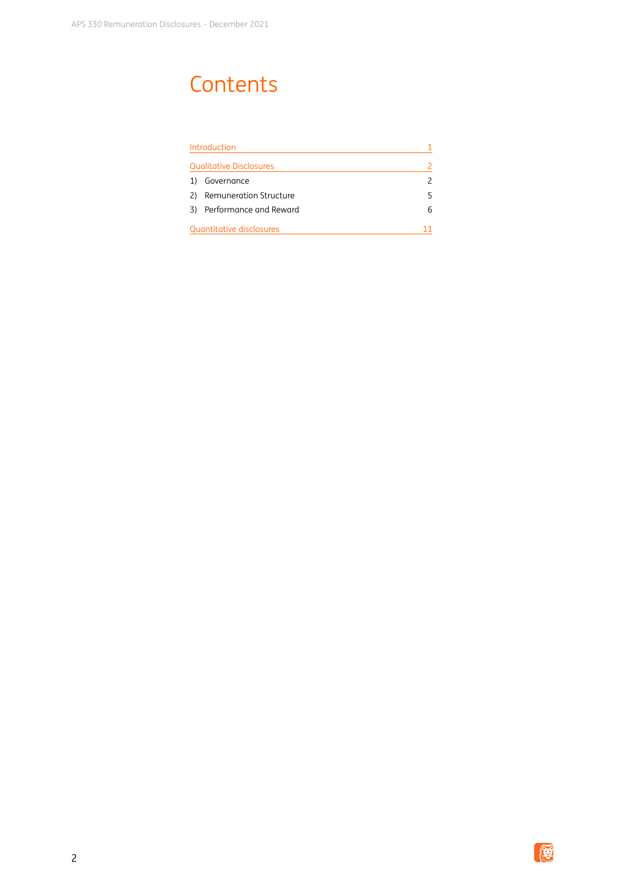# Contents

| | |
|---|---|
| Introduction | 1 |
| Qualitative Disclosures | 2 |
| 1) Governance | 2 |
| 2) Remuneration Structure | 5 |
| 3) Performance and Reward | 6 |
| Quantitative disclosures | 11 |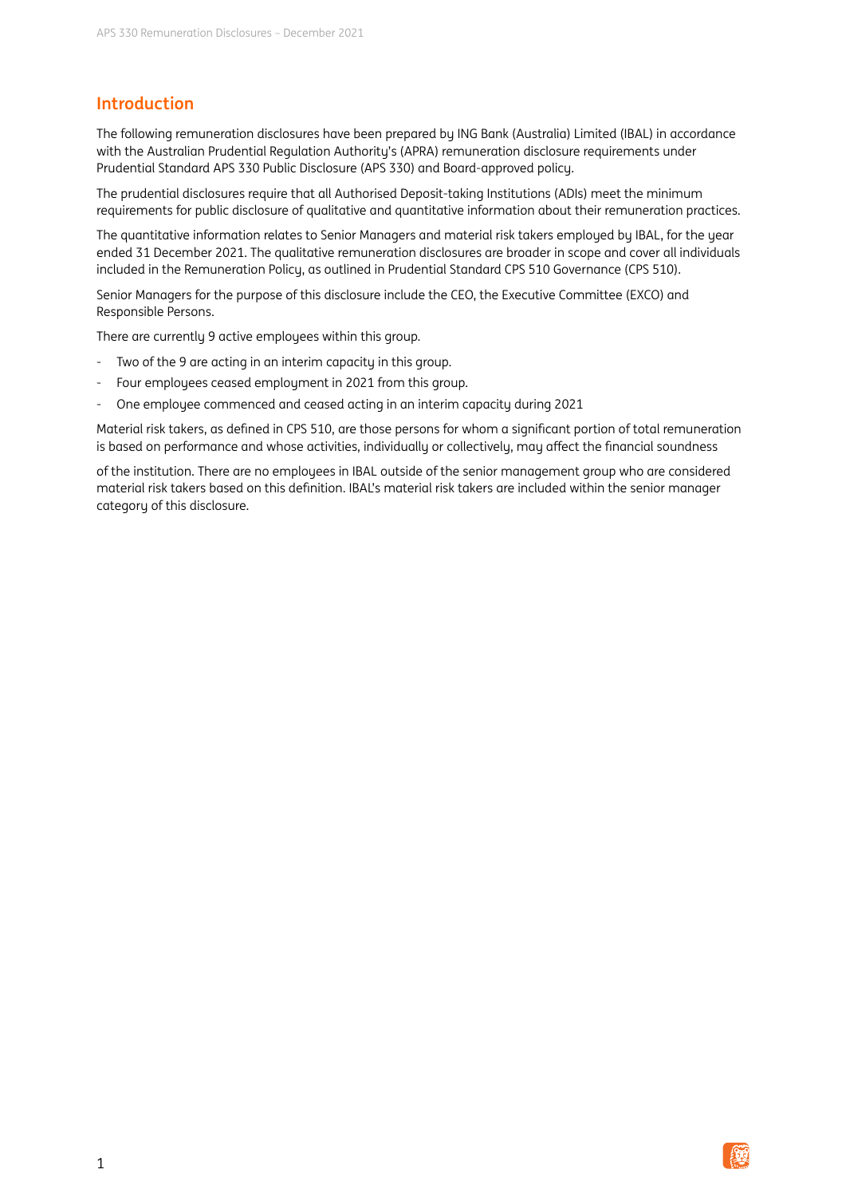## Introduction

The following remuneration disclosures have been prepared by ING Bank (Australia) Limited (IBAL) in accordance with the Australian Prudential Regulation Authority's (APRA) remuneration disclosure requirements under Prudential Standard APS 330 Public Disclosure (APS 330) and Board-approved policy.

The prudential disclosures require that all Authorised Deposit-taking Institutions (ADIs) meet the minimum requirements for public disclosure of qualitative and quantitative information about their remuneration practices.

The quantitative information relates to Senior Managers and material risk takers employed by IBAL, for the year ended 31 December 2021. The qualitative remuneration disclosures are broader in scope and cover all individuals included in the Remuneration Policy, as outlined in Prudential Standard CPS 510 Governance (CPS 510).

Senior Managers for the purpose of this disclosure include the CEO, the Executive Committee (EXCO) and Responsible Persons.

There are currently 9 active employees within this group.

- Two of the 9 are acting in an interim capacity in this group.
- Four employees ceased employment in 2021 from this group.
- One employee commenced and ceased acting in an interim capacity during 2021

Material risk takers, as defined in CPS 510, are those persons for whom a significant portion of total remuneration is based on performance and whose activities, individually or collectively, may affect the financial soundness of the institution. There are no employees in IBAL outside of the senior management group who are considered material risk takers based on this definition. IBAL's material risk takers are included within the senior manager category of this disclosure.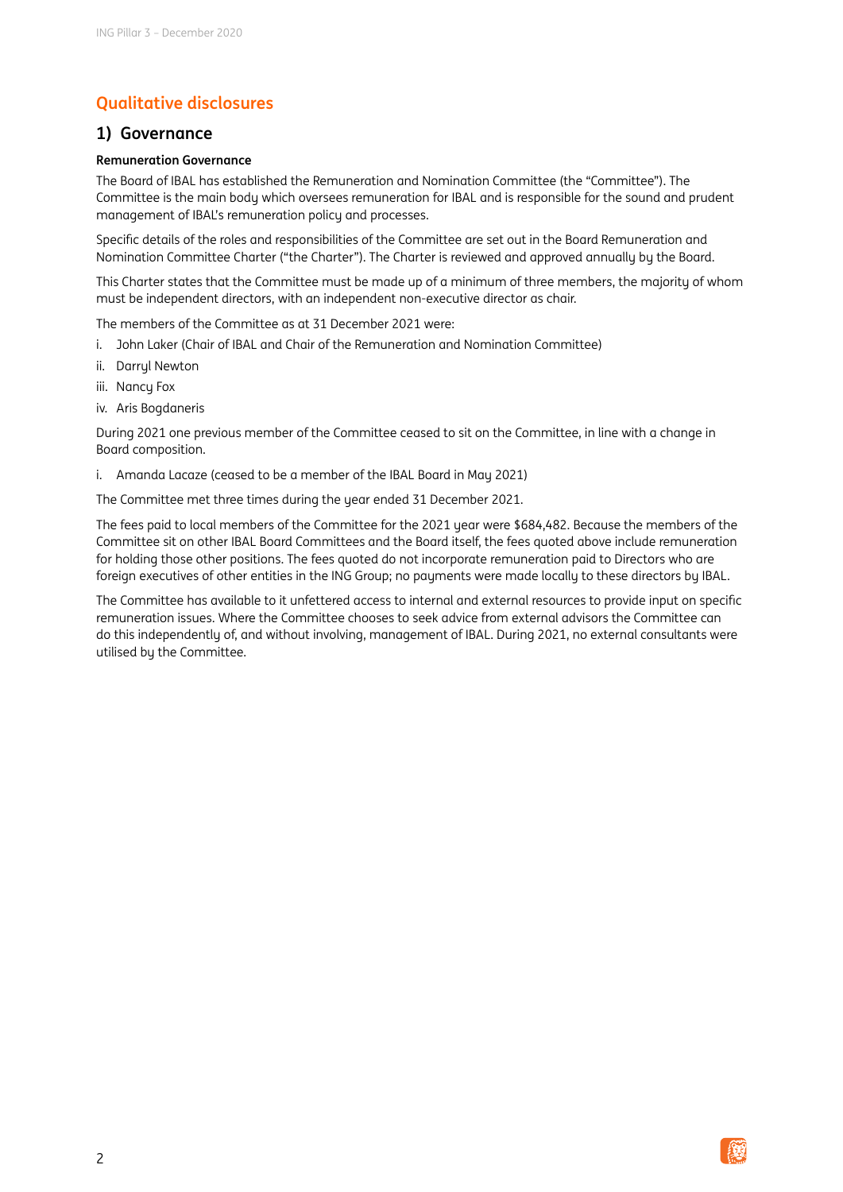# Qualitative disclosures

## 1) Governance

**Remuneration Governance**

The Board of IBAL has established the Remuneration and Nomination Committee (the "Committee"). The Committee is the main body which oversees remuneration for IBAL and is responsible for the sound and prudent management of IBAL's remuneration policy and processes.

Specific details of the roles and responsibilities of the Committee are set out in the Board Remuneration and Nomination Committee Charter ("the Charter"). The Charter is reviewed and approved annually by the Board.

This Charter states that the Committee must be made up of a minimum of three members, the majority of whom must be independent directors, with an independent non-executive director as chair.

The members of the Committee as at 31 December 2021 were:

i. John Laker (Chair of IBAL and Chair of the Remuneration and Nomination Committee)
ii. Darryl Newton
iii. Nancy Fox
iv. Aris Bogdaneris

During 2021 one previous member of the Committee ceased to sit on the Committee, in line with a change in Board composition.

i. Amanda Lacaze (ceased to be a member of the IBAL Board in May 2021)

The Committee met three times during the year ended 31 December 2021.

The fees paid to local members of the Committee for the 2021 year were $684,482. Because the members of the Committee sit on other IBAL Board Committees and the Board itself, the fees quoted above include remuneration for holding those other positions. The fees quoted do not incorporate remuneration paid to Directors who are foreign executives of other entities in the ING Group; no payments were made locally to these directors by IBAL.

The Committee has available to it unfettered access to internal and external resources to provide input on specific remuneration issues. Where the Committee chooses to seek advice from external advisors the Committee can do this independently of, and without involving, management of IBAL. During 2021, no external consultants were utilised by the Committee.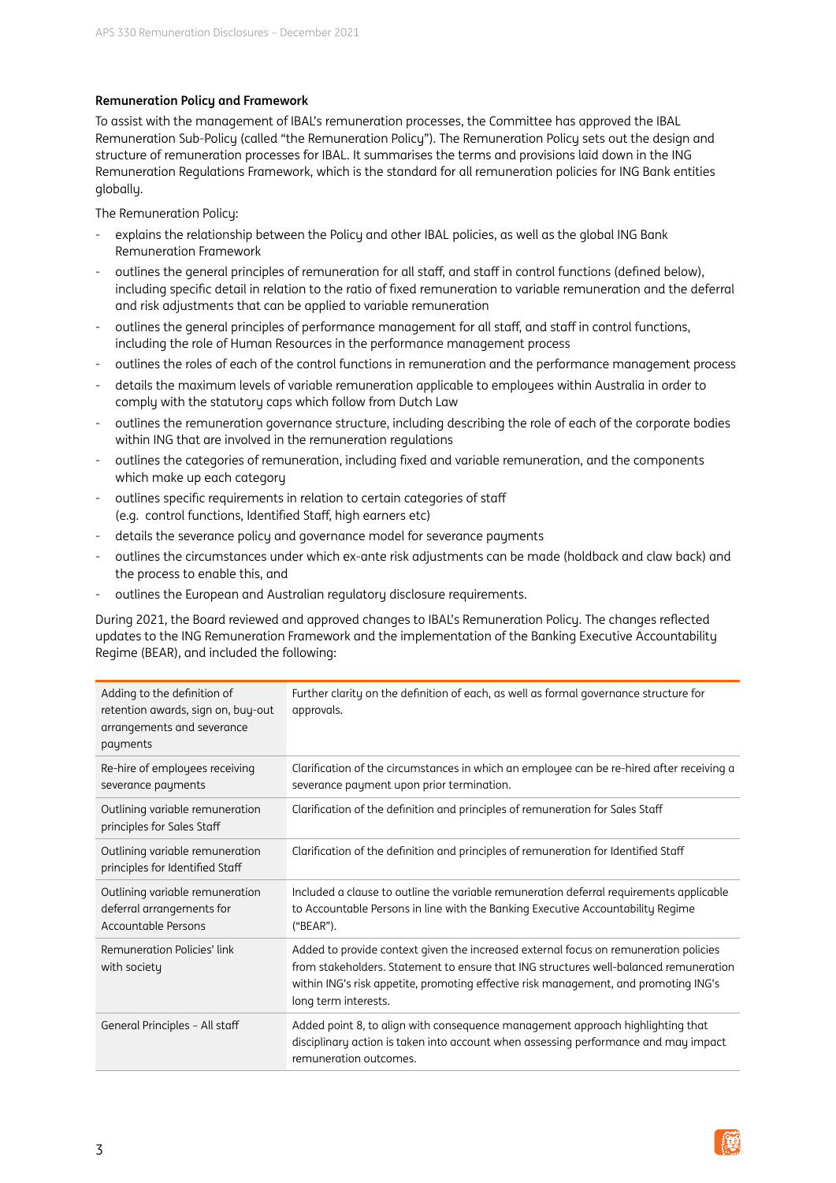**Remuneration Policy and Framework**

To assist with the management of IBAL's remuneration processes, the Committee has approved the IBAL Remuneration Sub-Policy (called "the Remuneration Policy"). The Remuneration Policy sets out the design and structure of remuneration processes for IBAL. It summarises the terms and provisions laid down in the ING Remuneration Regulations Framework, which is the standard for all remuneration policies for ING Bank entities globally.

The Remuneration Policy:

- explains the relationship between the Policy and other IBAL policies, as well as the global ING Bank Remuneration Framework
- outlines the general principles of remuneration for all staff, and staff in control functions (defined below), including specific detail in relation to the ratio of fixed remuneration to variable remuneration and the deferral and risk adjustments that can be applied to variable remuneration
- outlines the general principles of performance management for all staff, and staff in control functions, including the role of Human Resources in the performance management process
- outlines the roles of each of the control functions in remuneration and the performance management process
- details the maximum levels of variable remuneration applicable to employees within Australia in order to comply with the statutory caps which follow from Dutch Law
- outlines the remuneration governance structure, including describing the role of each of the corporate bodies within ING that are involved in the remuneration regulations
- outlines the categories of remuneration, including fixed and variable remuneration, and the components which make up each category
- outlines specific requirements in relation to certain categories of staff (e.g. control functions, Identified Staff, high earners etc)
- details the severance policy and governance model for severance payments
- outlines the circumstances under which ex-ante risk adjustments can be made (holdback and claw back) and the process to enable this, and
- outlines the European and Australian regulatory disclosure requirements.

During 2021, the Board reviewed and approved changes to IBAL's Remuneration Policy. The changes reflected updates to the ING Remuneration Framework and the implementation of the Banking Executive Accountability Regime (BEAR), and included the following:

| | |
|---|---|
| Adding to the definition of retention awards, sign on, buy-out arrangements and severance payments | Further clarity on the definition of each, as well as formal governance structure for approvals. |
| Re-hire of employees receiving severance payments | Clarification of the circumstances in which an employee can be re-hired after receiving a severance payment upon prior termination. |
| Outlining variable remuneration principles for Sales Staff | Clarification of the definition and principles of remuneration for Sales Staff |
| Outlining variable remuneration principles for Identified Staff | Clarification of the definition and principles of remuneration for Identified Staff |
| Outlining variable remuneration deferral arrangements for Accountable Persons | Included a clause to outline the variable remuneration deferral requirements applicable to Accountable Persons in line with the Banking Executive Accountability Regime ("BEAR"). |
| Remuneration Policies' link with society | Added to provide context given the increased external focus on remuneration policies from stakeholders. Statement to ensure that ING structures well-balanced remuneration within ING's risk appetite, promoting effective risk management, and promoting ING's long term interests. |
| General Principles – All staff | Added point 8, to align with consequence management approach highlighting that disciplinary action is taken into account when assessing performance and may impact remuneration outcomes. |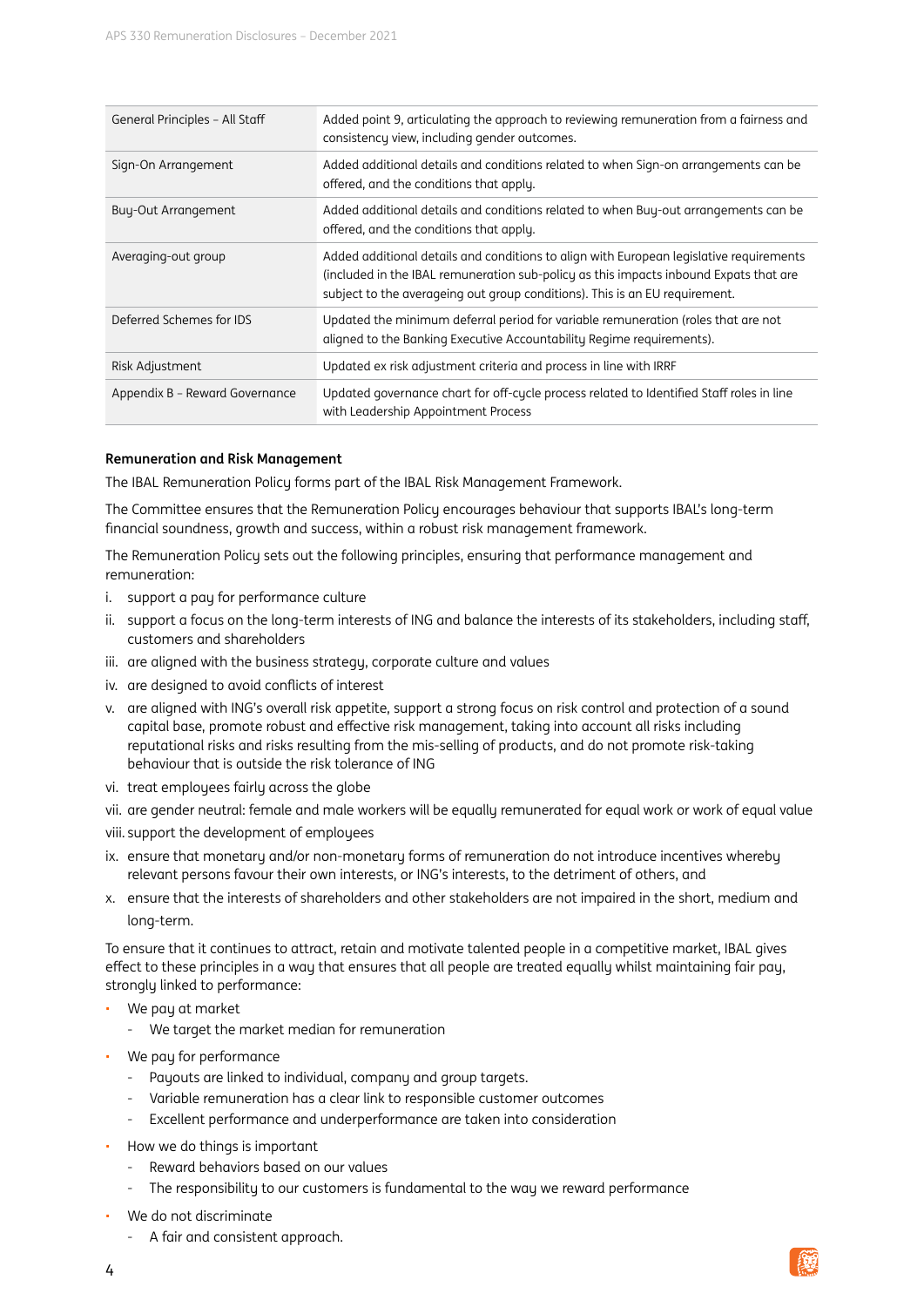| General Principles – All Staff | Added point 9, articulating the approach to reviewing remuneration from a fairness and consistency view, including gender outcomes. |
|---|---|
| Sign-On Arrangement | Added additional details and conditions related to when Sign-on arrangements can be offered, and the conditions that apply. |
| Buy-Out Arrangement | Added additional details and conditions related to when Buy-out arrangements can be offered, and the conditions that apply. |
| Averaging-out group | Added additional details and conditions to align with European legislative requirements (included in the IBAL remuneration sub-policy as this impacts inbound Expats that are subject to the averageing out group conditions). This is an EU requirement. |
| Deferred Schemes for IDS | Updated the minimum deferral period for variable remuneration (roles that are not aligned to the Banking Executive Accountability Regime requirements). |
| Risk Adjustment | Updated ex risk adjustment criteria and process in line with IRRF |
| Appendix B – Reward Governance | Updated governance chart for off-cycle process related to Identified Staff roles in line with Leadership Appointment Process |

**Remuneration and Risk Management**

The IBAL Remuneration Policy forms part of the IBAL Risk Management Framework.

The Committee ensures that the Remuneration Policy encourages behaviour that supports IBAL's long-term financial soundness, growth and success, within a robust risk management framework.

The Remuneration Policy sets out the following principles, ensuring that performance management and remuneration:

i. support a pay for performance culture
ii. support a focus on the long-term interests of ING and balance the interests of its stakeholders, including staff, customers and shareholders
iii. are aligned with the business strategy, corporate culture and values
iv. are designed to avoid conflicts of interest
v. are aligned with ING's overall risk appetite, support a strong focus on risk control and protection of a sound capital base, promote robust and effective risk management, taking into account all risks including reputational risks and risks resulting from the mis-selling of products, and do not promote risk-taking behaviour that is outside the risk tolerance of ING
vi. treat employees fairly across the globe
vii. are gender neutral: female and male workers will be equally remunerated for equal work or work of equal value
viii. support the development of employees
ix. ensure that monetary and/or non-monetary forms of remuneration do not introduce incentives whereby relevant persons favour their own interests, or ING's interests, to the detriment of others, and
x. ensure that the interests of shareholders and other stakeholders are not impaired in the short, medium and long-term.

To ensure that it continues to attract, retain and motivate talented people in a competitive market, IBAL gives effect to these principles in a way that ensures that all people are treated equally whilst maintaining fair pay, strongly linked to performance:

- We pay at market
  - We target the market median for remuneration
- We pay for performance
  - Payouts are linked to individual, company and group targets.
  - Variable remuneration has a clear link to responsible customer outcomes
  - Excellent performance and underperformance are taken into consideration
- How we do things is important
  - Reward behaviors based on our values
  - The responsibility to our customers is fundamental to the way we reward performance
- We do not discriminate
  - A fair and consistent approach.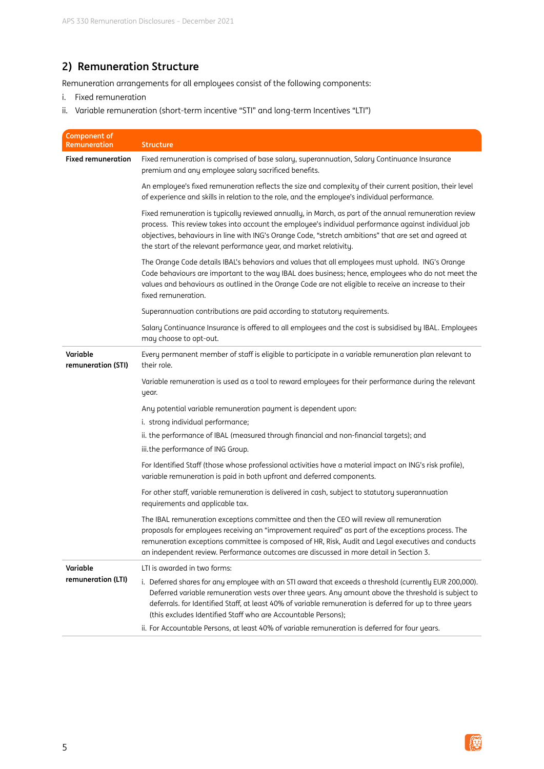## 2) Remuneration Structure

Remuneration arrangements for all employees consist of the following components:

i. Fixed remuneration

ii. Variable remuneration (short-term incentive "STI" and long-term Incentives "LTI")

| Component of Remuneration | Structure |
|---|---|
| **Fixed remuneration** | Fixed remuneration is comprised of base salary, superannuation, Salary Continuance Insurance premium and any employee salary sacrificed benefits.<br><br>An employee's fixed remuneration reflects the size and complexity of their current position, their level of experience and skills in relation to the role, and the employee's individual performance.<br><br>Fixed remuneration is typically reviewed annually, in March, as part of the annual remuneration review process. This review takes into account the employee's individual performance against individual job objectives, behaviours in line with ING's Orange Code, "stretch ambitions" that are set and agreed at the start of the relevant performance year, and market relativity.<br><br>The Orange Code details IBAL's behaviors and values that all employees must uphold. ING's Orange Code behaviours are important to the way IBAL does business; hence, employees who do not meet the values and behaviours as outlined in the Orange Code are not eligible to receive an increase to their fixed remuneration.<br><br>Superannuation contributions are paid according to statutory requirements.<br><br>Salary Continuance Insurance is offered to all employees and the cost is subsidised by IBAL. Employees may choose to opt-out. |
| **Variable remuneration (STI)** | Every permanent member of staff is eligible to participate in a variable remuneration plan relevant to their role.<br><br>Variable remuneration is used as a tool to reward employees for their performance during the relevant year.<br><br>Any potential variable remuneration payment is dependent upon:<br>i. strong individual performance;<br>ii. the performance of IBAL (measured through financial and non-financial targets); and<br>iii. the performance of ING Group.<br><br>For Identified Staff (those whose professional activities have a material impact on ING's risk profile), variable remuneration is paid in both upfront and deferred components.<br><br>For other staff, variable remuneration is delivered in cash, subject to statutory superannuation requirements and applicable tax.<br><br>The IBAL remuneration exceptions committee and then the CEO will review all remuneration proposals for employees receiving an "improvement required" as part of the exceptions process. The remuneration exceptions committee is composed of HR, Risk, Audit and Legal executives and conducts an independent review. Performance outcomes are discussed in more detail in Section 3. |
| **Variable remuneration (LTI)** | LTI is awarded in two forms:<br>i. Deferred shares for any employee with an STI award that exceeds a threshold (currently EUR 200,000). Deferred variable remuneration vests over three years. Any amount above the threshold is subject to deferrals. for Identified Staff, at least 40% of variable remuneration is deferred for up to three years (this excludes Identified Staff who are Accountable Persons);<br>ii. For Accountable Persons, at least 40% of variable remuneration is deferred for four years. |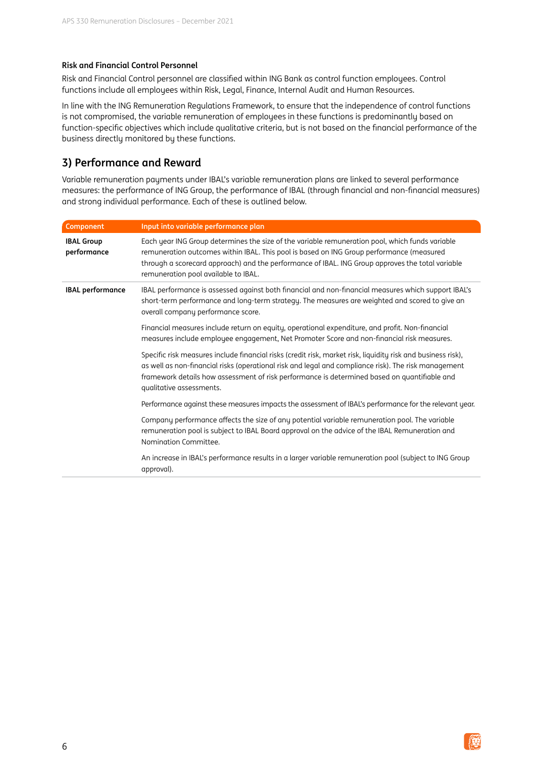#### Risk and Financial Control Personnel

Risk and Financial Control personnel are classified within ING Bank as control function employees. Control functions include all employees within Risk, Legal, Finance, Internal Audit and Human Resources.

In line with the ING Remuneration Regulations Framework, to ensure that the independence of control functions is not compromised, the variable remuneration of employees in these functions is predominantly based on function-specific objectives which include qualitative criteria, but is not based on the financial performance of the business directly monitored by these functions.

## 3) Performance and Reward

Variable remuneration payments under IBAL's variable remuneration plans are linked to several performance measures: the performance of ING Group, the performance of IBAL (through financial and non-financial measures) and strong individual performance. Each of these is outlined below.

| Component | Input into variable performance plan |
|---|---|
| **IBAL Group performance** | Each year ING Group determines the size of the variable remuneration pool, which funds variable remuneration outcomes within IBAL. This pool is based on ING Group performance (measured through a scorecard approach) and the performance of IBAL. ING Group approves the total variable remuneration pool available to IBAL. |
| **IBAL performance** | IBAL performance is assessed against both financial and non-financial measures which support IBAL's short-term performance and long-term strategy. The measures are weighted and scored to give an overall company performance score.<br><br>Financial measures include return on equity, operational expenditure, and profit. Non-financial measures include employee engagement, Net Promoter Score and non-financial risk measures.<br><br>Specific risk measures include financial risks (credit risk, market risk, liquidity risk and business risk), as well as non-financial risks (operational risk and legal and compliance risk). The risk management framework details how assessment of risk performance is determined based on quantifiable and qualitative assessments.<br><br>Performance against these measures impacts the assessment of IBAL's performance for the relevant year.<br><br>Company performance affects the size of any potential variable remuneration pool. The variable remuneration pool is subject to IBAL Board approval on the advice of the IBAL Remuneration and Nomination Committee.<br><br>An increase in IBAL's performance results in a larger variable remuneration pool (subject to ING Group approval). |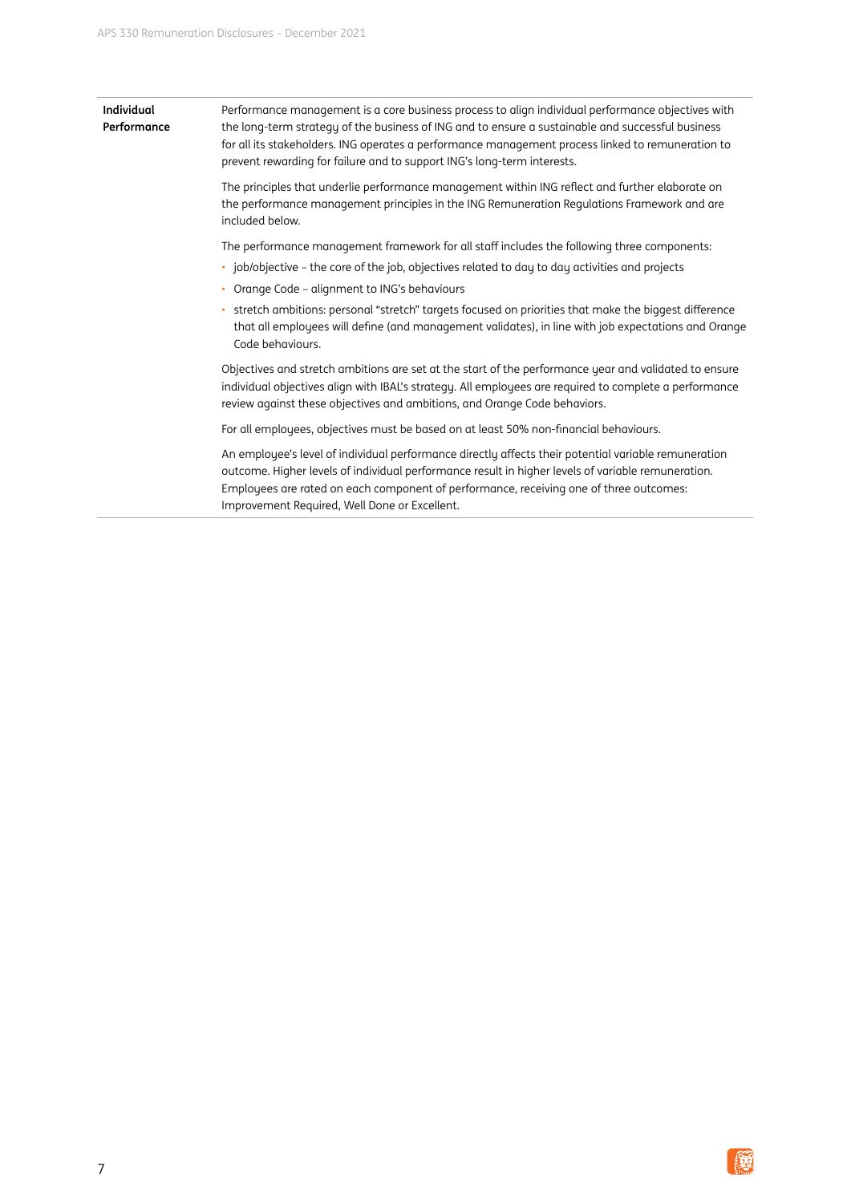| | |
|---|---|
| **Individual Performance** | Performance management is a core business process to align individual performance objectives with the long-term strategy of the business of ING and to ensure a sustainable and successful business for all its stakeholders. ING operates a performance management process linked to remuneration to prevent rewarding for failure and to support ING's long-term interests.<br><br>The principles that underlie performance management within ING reflect and further elaborate on the performance management principles in the ING Remuneration Regulations Framework and are included below.<br><br>The performance management framework for all staff includes the following three components:<br>• job/objective – the core of the job, objectives related to day to day activities and projects<br>• Orange Code – alignment to ING's behaviours<br>• stretch ambitions: personal "stretch" targets focused on priorities that make the biggest difference that all employees will define (and management validates), in line with job expectations and Orange Code behaviours.<br><br>Objectives and stretch ambitions are set at the start of the performance year and validated to ensure individual objectives align with IBAL's strategy. All employees are required to complete a performance review against these objectives and ambitions, and Orange Code behaviors.<br><br>For all employees, objectives must be based on at least 50% non-financial behaviours.<br><br>An employee's level of individual performance directly affects their potential variable remuneration outcome. Higher levels of individual performance result in higher levels of variable remuneration. Employees are rated on each component of performance, receiving one of three outcomes: Improvement Required, Well Done or Excellent. |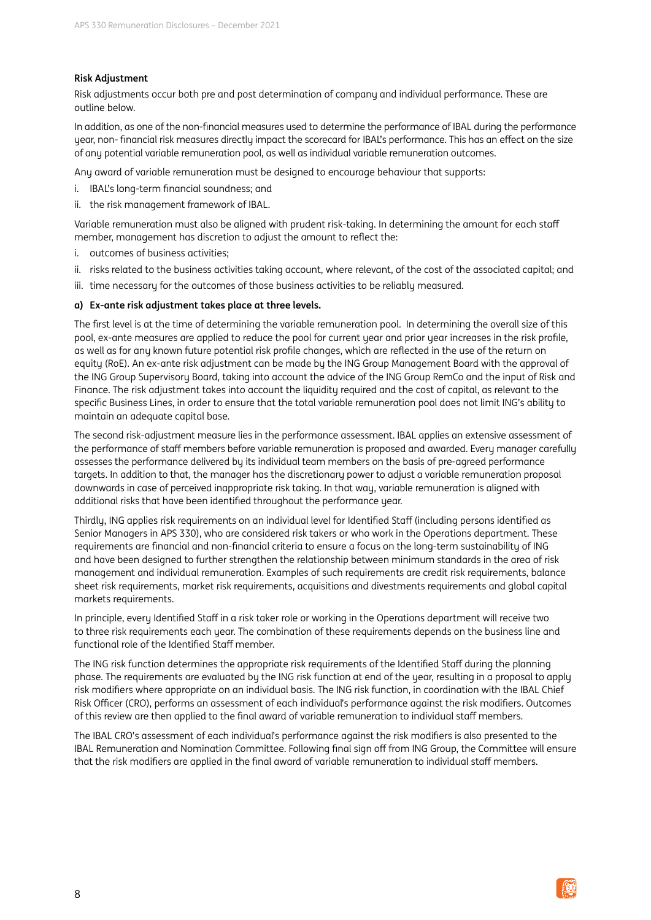**Risk Adjustment**

Risk adjustments occur both pre and post determination of company and individual performance. These are outline below.

In addition, as one of the non-financial measures used to determine the performance of IBAL during the performance year, non- financial risk measures directly impact the scorecard for IBAL's performance. This has an effect on the size of any potential variable remuneration pool, as well as individual variable remuneration outcomes.

Any award of variable remuneration must be designed to encourage behaviour that supports:

i. IBAL's long-term financial soundness; and
ii. the risk management framework of IBAL.

Variable remuneration must also be aligned with prudent risk-taking. In determining the amount for each staff member, management has discretion to adjust the amount to reflect the:

i. outcomes of business activities;
ii. risks related to the business activities taking account, where relevant, of the cost of the associated capital; and
iii. time necessary for the outcomes of those business activities to be reliably measured.

**a) Ex-ante risk adjustment takes place at three levels.**

The first level is at the time of determining the variable remuneration pool. In determining the overall size of this pool, ex-ante measures are applied to reduce the pool for current year and prior year increases in the risk profile, as well as for any known future potential risk profile changes, which are reflected in the use of the return on equity (RoE). An ex-ante risk adjustment can be made by the ING Group Management Board with the approval of the ING Group Supervisory Board, taking into account the advice of the ING Group RemCo and the input of Risk and Finance. The risk adjustment takes into account the liquidity required and the cost of capital, as relevant to the specific Business Lines, in order to ensure that the total variable remuneration pool does not limit ING's ability to maintain an adequate capital base.

The second risk-adjustment measure lies in the performance assessment. IBAL applies an extensive assessment of the performance of staff members before variable remuneration is proposed and awarded. Every manager carefully assesses the performance delivered by its individual team members on the basis of pre-agreed performance targets. In addition to that, the manager has the discretionary power to adjust a variable remuneration proposal downwards in case of perceived inappropriate risk taking. In that way, variable remuneration is aligned with additional risks that have been identified throughout the performance year.

Thirdly, ING applies risk requirements on an individual level for Identified Staff (including persons identified as Senior Managers in APS 330), who are considered risk takers or who work in the Operations department. These requirements are financial and non-financial criteria to ensure a focus on the long-term sustainability of ING and have been designed to further strengthen the relationship between minimum standards in the area of risk management and individual remuneration. Examples of such requirements are credit risk requirements, balance sheet risk requirements, market risk requirements, acquisitions and divestments requirements and global capital markets requirements.

In principle, every Identified Staff in a risk taker role or working in the Operations department will receive two to three risk requirements each year. The combination of these requirements depends on the business line and functional role of the Identified Staff member.

The ING risk function determines the appropriate risk requirements of the Identified Staff during the planning phase. The requirements are evaluated by the ING risk function at end of the year, resulting in a proposal to apply risk modifiers where appropriate on an individual basis. The ING risk function, in coordination with the IBAL Chief Risk Officer (CRO), performs an assessment of each individual's performance against the risk modifiers. Outcomes of this review are then applied to the final award of variable remuneration to individual staff members.

The IBAL CRO's assessment of each individual's performance against the risk modifiers is also presented to the IBAL Remuneration and Nomination Committee. Following final sign off from ING Group, the Committee will ensure that the risk modifiers are applied in the final award of variable remuneration to individual staff members.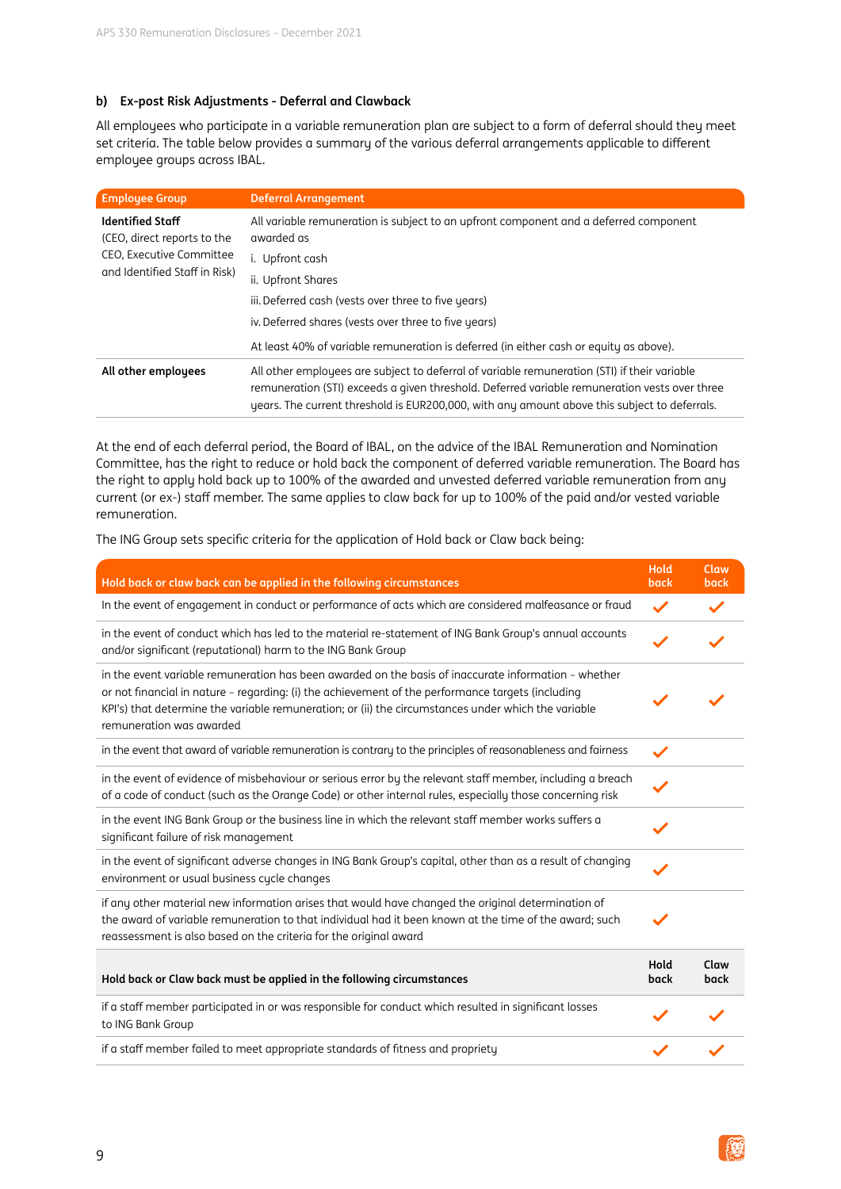### b) Ex-post Risk Adjustments - Deferral and Clawback

All employees who participate in a variable remuneration plan are subject to a form of deferral should they meet set criteria. The table below provides a summary of the various deferral arrangements applicable to different employee groups across IBAL.

| Employee Group | Deferral Arrangement |
|---|---|
| **Identified Staff** (CEO, direct reports to the CEO, Executive Committee and Identified Staff in Risk) | All variable remuneration is subject to an upfront component and a deferred component awarded as<br>i. Upfront cash<br>ii. Upfront Shares<br>iii. Deferred cash (vests over three to five years)<br>iv. Deferred shares (vests over three to five years)<br>At least 40% of variable remuneration is deferred (in either cash or equity as above). |
| **All other employees** | All other employees are subject to deferral of variable remuneration (STI) if their variable remuneration (STI) exceeds a given threshold. Deferred variable remuneration vests over three years. The current threshold is EUR200,000, with any amount above this subject to deferrals. |

At the end of each deferral period, the Board of IBAL, on the advice of the IBAL Remuneration and Nomination Committee, has the right to reduce or hold back the component of deferred variable remuneration. The Board has the right to apply hold back up to 100% of the awarded and unvested deferred variable remuneration from any current (or ex-) staff member. The same applies to claw back for up to 100% of the paid and/or vested variable remuneration.

The ING Group sets specific criteria for the application of Hold back or Claw back being:

| Hold back or claw back can be applied in the following circumstances | Hold back | Claw back |
|---|---|---|
| In the event of engagement in conduct or performance of acts which are considered malfeasance or fraud | ✓ | ✓ |
| in the event of conduct which has led to the material re-statement of ING Bank Group's annual accounts and/or significant (reputational) harm to the ING Bank Group | ✓ | ✓ |
| in the event variable remuneration has been awarded on the basis of inaccurate information – whether or not financial in nature – regarding: (i) the achievement of the performance targets (including KPI's) that determine the variable remuneration; or (ii) the circumstances under which the variable remuneration was awarded | ✓ | ✓ |
| in the event that award of variable remuneration is contrary to the principles of reasonableness and fairness | ✓ | |
| in the event of evidence of misbehaviour or serious error by the relevant staff member, including a breach of a code of conduct (such as the Orange Code) or other internal rules, especially those concerning risk | ✓ | |
| in the event ING Bank Group or the business line in which the relevant staff member works suffers a significant failure of risk management | ✓ | |
| in the event of significant adverse changes in ING Bank Group's capital, other than as a result of changing environment or usual business cycle changes | ✓ | |
| if any other material new information arises that would have changed the original determination of the award of variable remuneration to that individual had it been known at the time of the award; such reassessment is also based on the criteria for the original award | ✓ | |
| **Hold back or Claw back must be applied in the following circumstances** | **Hold back** | **Claw back** |
| if a staff member participated in or was responsible for conduct which resulted in significant losses to ING Bank Group | ✓ | ✓ |
| if a staff member failed to meet appropriate standards of fitness and propriety | ✓ | ✓ |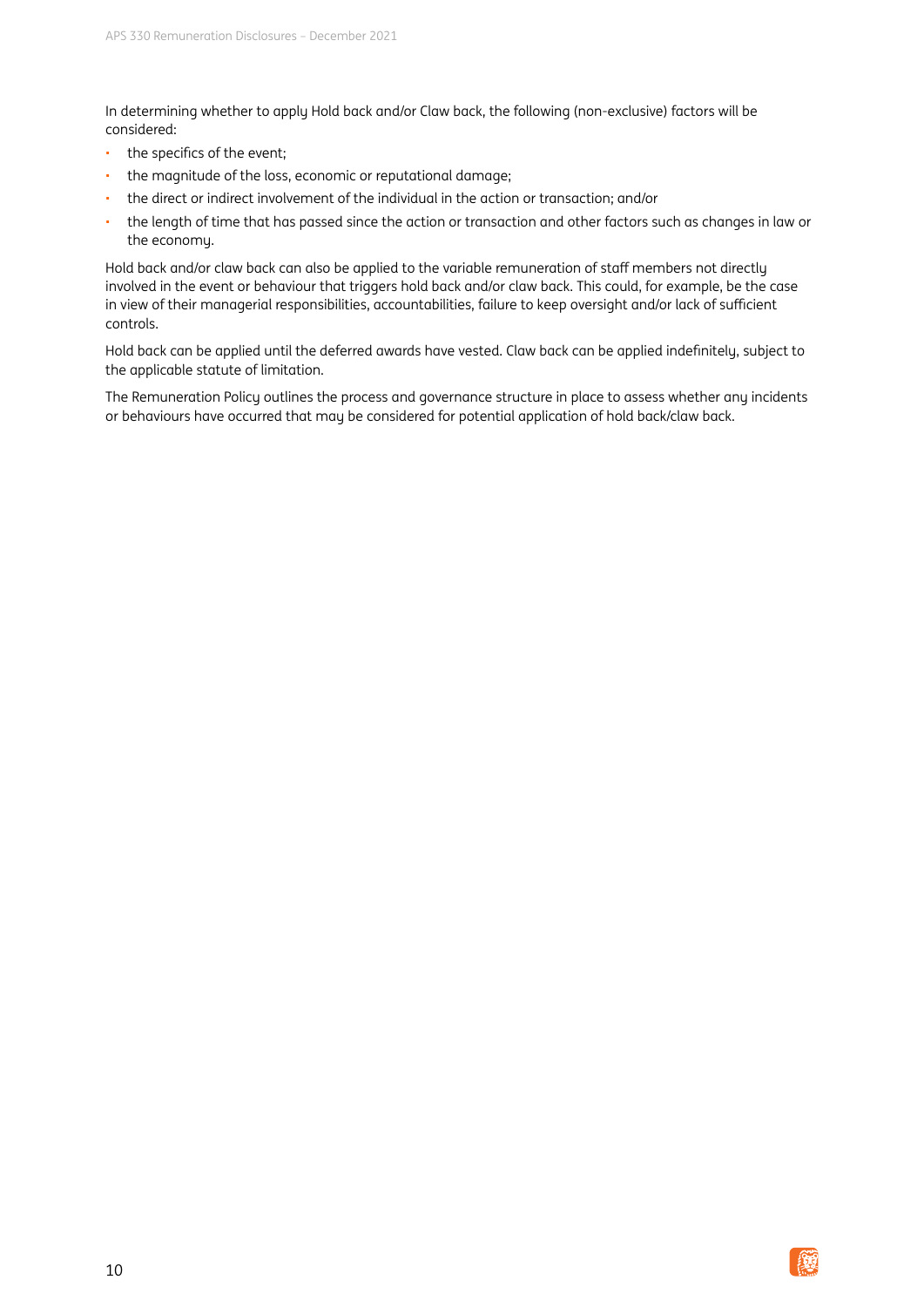In determining whether to apply Hold back and/or Claw back, the following (non-exclusive) factors will be considered:

- the specifics of the event;
- the magnitude of the loss, economic or reputational damage;
- the direct or indirect involvement of the individual in the action or transaction; and/or
- the length of time that has passed since the action or transaction and other factors such as changes in law or the economy.

Hold back and/or claw back can also be applied to the variable remuneration of staff members not directly involved in the event or behaviour that triggers hold back and/or claw back. This could, for example, be the case in view of their managerial responsibilities, accountabilities, failure to keep oversight and/or lack of sufficient controls.

Hold back can be applied until the deferred awards have vested. Claw back can be applied indefinitely, subject to the applicable statute of limitation.

The Remuneration Policy outlines the process and governance structure in place to assess whether any incidents or behaviours have occurred that may be considered for potential application of hold back/claw back.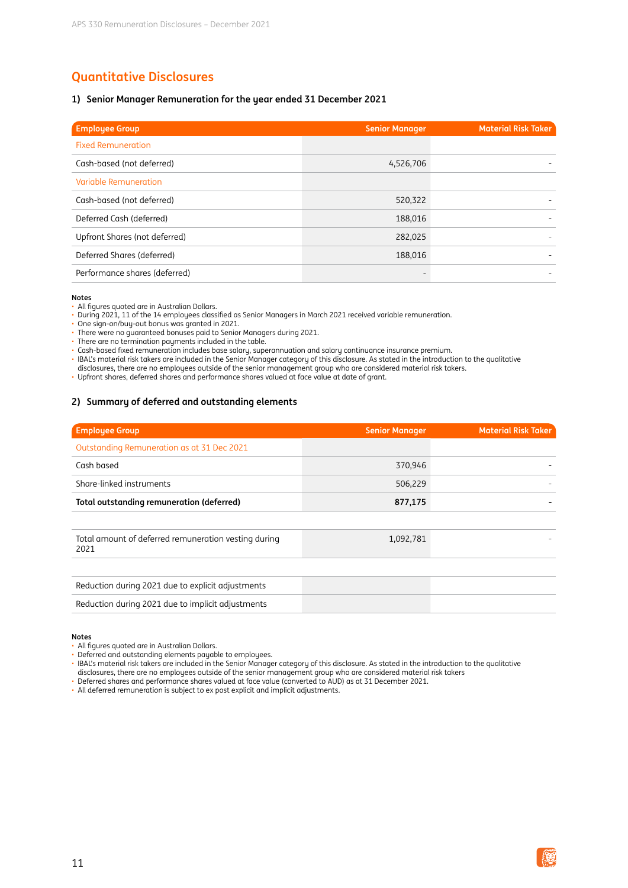## Quantitative Disclosures

### 1) Senior Manager Remuneration for the year ended 31 December 2021

| Employee Group | Senior Manager | Material Risk Taker |
|---|---|---|
| Fixed Remuneration | | |
| Cash-based (not deferred) | 4,526,706 | - |
| Variable Remuneration | | |
| Cash-based (not deferred) | 520,322 | - |
| Deferred Cash (deferred) | 188,016 | - |
| Upfront Shares (not deferred) | 282,025 | - |
| Deferred Shares (deferred) | 188,016 | - |
| Performance shares (deferred) | - | - |

**Notes**

- All figures quoted are in Australian Dollars.
- During 2021, 11 of the 14 employees classified as Senior Managers in March 2021 received variable remuneration.
- One sign-on/buy-out bonus was granted in 2021.
- There were no guaranteed bonuses paid to Senior Managers during 2021.
- There are no termination payments included in the table.
- Cash-based fixed remuneration includes base salary, superannuation and salary continuance insurance premium.
- IBAL's material risk takers are included in the Senior Manager category of this disclosure. As stated in the introduction to the qualitative disclosures, there are no employees outside of the senior management group who are considered material risk takers.
- Upfront shares, deferred shares and performance shares valued at face value at date of grant.

### 2) Summary of deferred and outstanding elements

| Employee Group | Senior Manager | Material Risk Taker |
|---|---|---|
| Outstanding Remuneration as at 31 Dec 2021 | | |
| Cash based | 370,946 | - |
| Share-linked instruments | 506,229 | - |
| **Total outstanding remuneration (deferred)** | **877,175** | **-** |
| | | |
| Total amount of deferred remuneration vesting during 2021 | 1,092,781 | - |
| | | |
| Reduction during 2021 due to explicit adjustments | | |
| Reduction during 2021 due to implicit adjustments | | |

**Notes**

- All figures quoted are in Australian Dollars.
- Deferred and outstanding elements payable to employees.
- IBAL's material risk takers are included in the Senior Manager category of this disclosure. As stated in the introduction to the qualitative disclosures, there are no employees outside of the senior management group who are considered material risk takers
- Deferred shares and performance shares valued at face value (converted to AUD) as at 31 December 2021.
- All deferred remuneration is subject to ex post explicit and implicit adjustments.